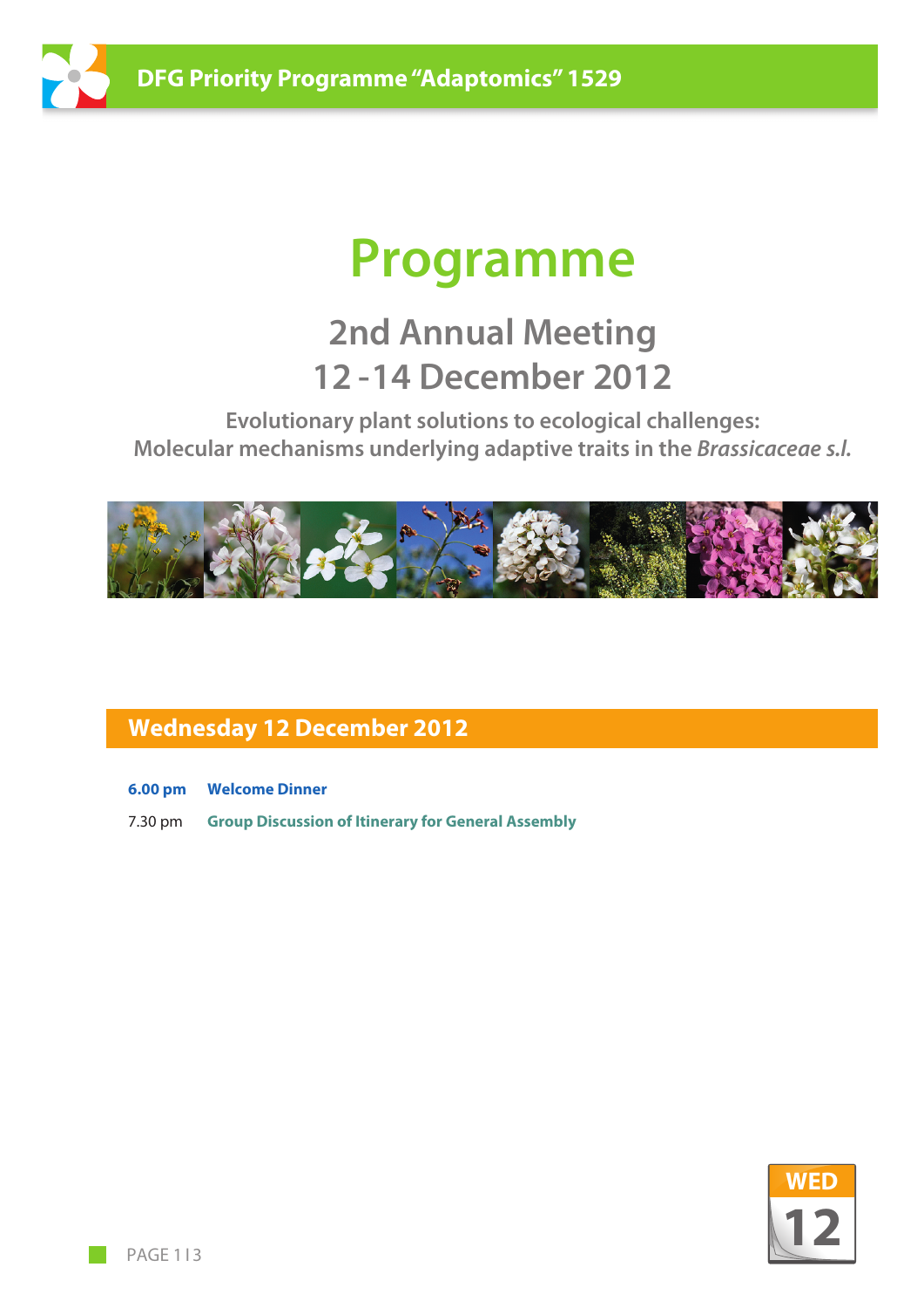DFG Priority Programme "Adaptomics" 1529

# Programme

## 2nd Annual Meeting
## 12 - 14 December 2012

### Evolutionary plant solutions to ecological challenges: Molecular mechanisms underlying adaptive traits in the *Brassicaceae s.l.*

## Wednesday 12 December 2012

**6.00 pm** **Welcome Dinner**

7.30 pm **Group Discussion of Itinerary for General Assembly**

WED 12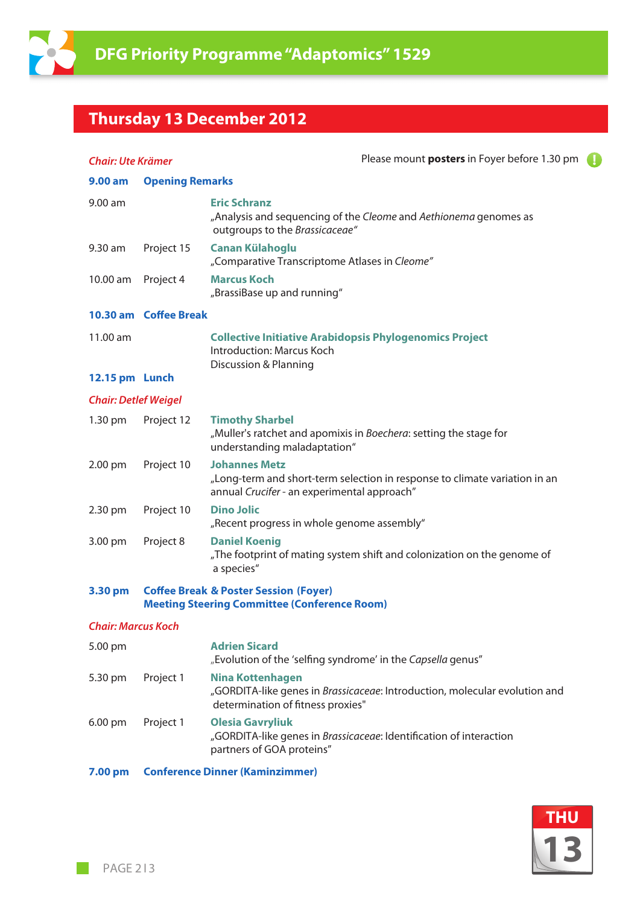# DFG Priority Programme "Adaptomics" 1529

## Thursday 13 December 2012

*Chair: Ute Krämer*

Please mount **posters** in Foyer before 1.30 pm

| | | |
|---|---|---|
| **9.00 am** | **Opening Remarks** | |
| 9.00 am | | **Eric Schranz**<br>„Analysis and sequencing of the *Cleome* and *Aethionema* genomes as outgroups to the *Brassicaceae*" |
| 9.30 am | Project 15 | **Canan Külahoglu**<br>„Comparative Transcriptome Atlases in *Cleome*" |
| 10.00 am | Project 4 | **Marcus Koch**<br>„BrassiBase up and running" |
| **10.30 am** | **Coffee Break** | |
| 11.00 am | | **Collective Initiative Arabidopsis Phylogenomics Project**<br>Introduction: Marcus Koch<br>Discussion & Planning |
| **12.15 pm** | **Lunch** | |

*Chair: Detlef Weigel*

| | | |
|---|---|---|
| 1.30 pm | Project 12 | **Timothy Sharbel**<br>„Muller's ratchet and apomixis in *Boechera*: setting the stage for understanding maladaptation" |
| 2.00 pm | Project 10 | **Johannes Metz**<br>„Long-term and short-term selection in response to climate variation in an annual *Crucifer* - an experimental approach" |
| 2.30 pm | Project 10 | **Dino Jolic**<br>„Recent progress in whole genome assembly" |
| 3.00 pm | Project 8 | **Daniel Koenig**<br>„The footprint of mating system shift and colonization on the genome of a species" |
| **3.30 pm** | **Coffee Break & Poster Session (Foyer)**<br>**Meeting Steering Committee (Conference Room)** | |

*Chair: Marcus Koch*

| | | |
|---|---|---|
| 5.00 pm | | **Adrien Sicard**<br>„Evolution of the 'selfing syndrome' in the *Capsella* genus" |
| 5.30 pm | Project 1 | **Nina Kottenhagen**<br>„GORDITA-like genes in *Brassicaceae*: Introduction, molecular evolution and determination of fitness proxies" |
| 6.00 pm | Project 1 | **Olesia Gavryliuk**<br>„GORDITA-like genes in *Brassicaceae*: Identification of interaction partners of GOA proteins" |
| **7.00 pm** | **Conference Dinner (Kaminzimmer)** | |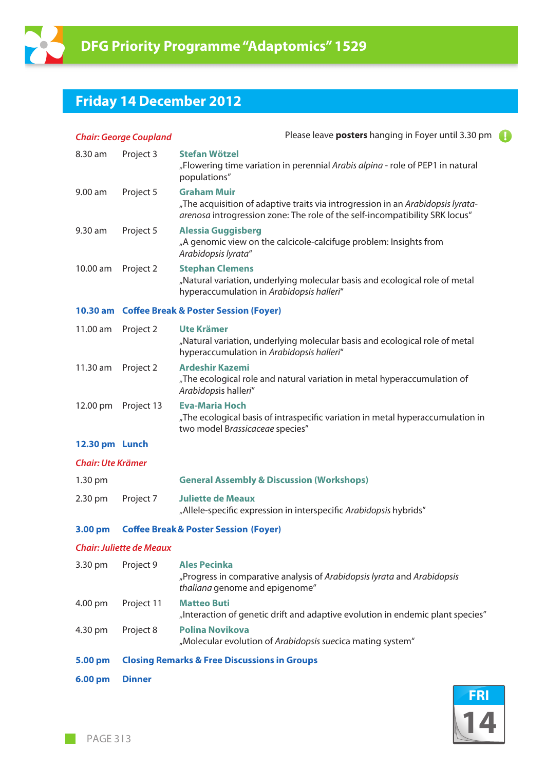# DFG Priority Programme "Adaptomics" 1529

## Friday 14 December 2012

*Chair: George Coupland*

Please leave **posters** hanging in Foyer until 3.30 pm

| | | |
|---|---|---|
| 8.30 am | Project 3 | **Stefan Wötzel**<br>„Flowering time variation in perennial *Arabis alpina* - role of PEP1 in natural populations" |
| 9.00 am | Project 5 | **Graham Muir**<br>„The acquisition of adaptive traits via introgression in an *Arabidopsis lyrata-arenosa* introgression zone: The role of the self-incompatibility SRK locus" |
| 9.30 am | Project 5 | **Alessia Guggisberg**<br>„A genomic view on the calcicole-calcifuge problem: Insights from *Arabidopsis lyrata*" |
| 10.00 am | Project 2 | **Stephan Clemens**<br>„Natural variation, underlying molecular basis and ecological role of metal hyperaccumulation in *Arabidopsis halleri*" |
| **10.30 am** | **Coffee Break & Poster Session (Foyer)** | |
| 11.00 am | Project 2 | **Ute Krämer**<br>„Natural variation, underlying molecular basis and ecological role of metal hyperaccumulation in *Arabidopsis halleri*" |
| 11.30 am | Project 2 | **Ardeshir Kazemi**<br>„The ecological role and natural variation in metal hyperaccumulation of *Arabidopsis* halleri" |
| 12.00 pm | Project 13 | **Eva-Maria Hoch**<br>„The ecological basis of intraspecific variation in metal hyperaccumulation in two model B*rassicaceae* species" |
| **12.30 pm** | **Lunch** | |

*Chair: Ute Krämer*

| | | |
|---|---|---|
| 1.30 pm | | **General Assembly & Discussion (Workshops)** |
| 2.30 pm | Project 7 | **Juliette de Meaux**<br>„Allele-specific expression in interspecific *Arabidopsis* hybrids" |
| **3.00 pm** | **Coffee Break & Poster Session (Foyer)** | |

*Chair: Juliette de Meaux*

| | | |
|---|---|---|
| 3.30 pm | Project 9 | **Ales Pecinka**<br>„Progress in comparative analysis of *Arabidopsis lyrata* and *Arabidopsis thaliana* genome and epigenome" |
| 4.00 pm | Project 11 | **Matteo Buti**<br>„Interaction of genetic drift and adaptive evolution in endemic plant species" |
| 4.30 pm | Project 8 | **Polina Novikova**<br>„Molecular evolution of *Arabidopsis sue*cica mating system" |
| **5.00 pm** | **Closing Remarks & Free Discussions in Groups** | |
| **6.00 pm** | **Dinner** | |

FRI 14